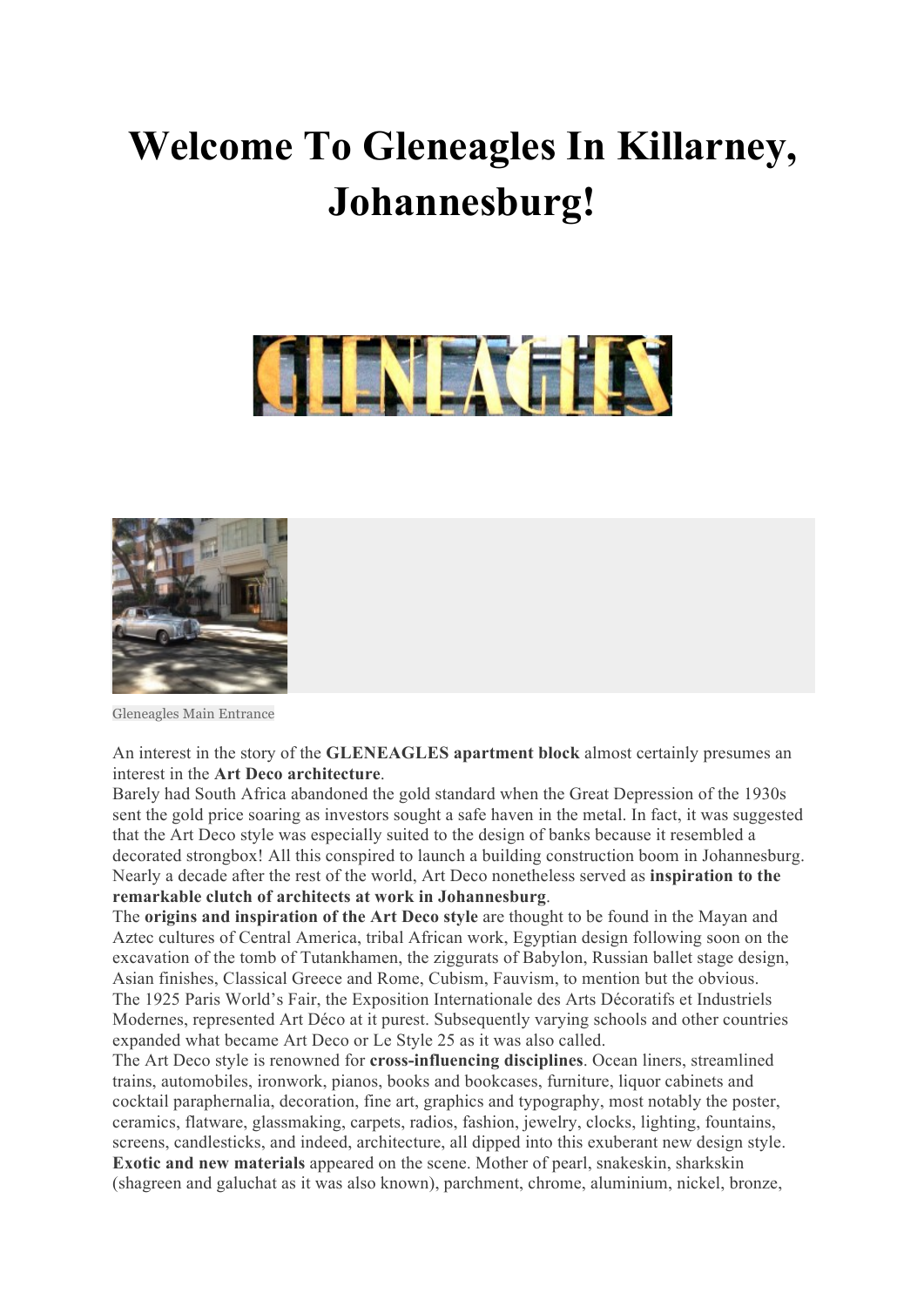# Welcome To Gleneagles In Killarney, Johannesburg!

Gleneagles Main Entrance

An interest in the story of the **GLENEAGLES apartment block** almost certainly presumes an interest in the **Art Deco architecture**.
Barely had South Africa abandoned the gold standard when the Great Depression of the 1930s sent the gold price soaring as investors sought a safe haven in the metal. In fact, it was suggested that the Art Deco style was especially suited to the design of banks because it resembled a decorated strongbox! All this conspired to launch a building construction boom in Johannesburg. Nearly a decade after the rest of the world, Art Deco nonetheless served as **inspiration to the remarkable clutch of architects at work in Johannesburg**.
The **origins and inspiration of the Art Deco style** are thought to be found in the Mayan and Aztec cultures of Central America, tribal African work, Egyptian design following soon on the excavation of the tomb of Tutankhamen, the ziggurats of Babylon, Russian ballet stage design, Asian finishes, Classical Greece and Rome, Cubism, Fauvism, to mention but the obvious.
The 1925 Paris World's Fair, the Exposition Internationale des Arts Décoratifs et Industriels Modernes, represented Art Déco at it purest. Subsequently varying schools and other countries expanded what became Art Deco or Le Style 25 as it was also called.
The Art Deco style is renowned for **cross-influencing disciplines**. Ocean liners, streamlined trains, automobiles, ironwork, pianos, books and bookcases, furniture, liquor cabinets and cocktail paraphernalia, decoration, fine art, graphics and typography, most notably the poster, ceramics, flatware, glassmaking, carpets, radios, fashion, jewelry, clocks, lighting, fountains, screens, candlesticks, and indeed, architecture, all dipped into this exuberant new design style.
**Exotic and new materials** appeared on the scene. Mother of pearl, snakeskin, sharkskin (shagreen and galuchat as it was also known), parchment, chrome, aluminium, nickel, bronze,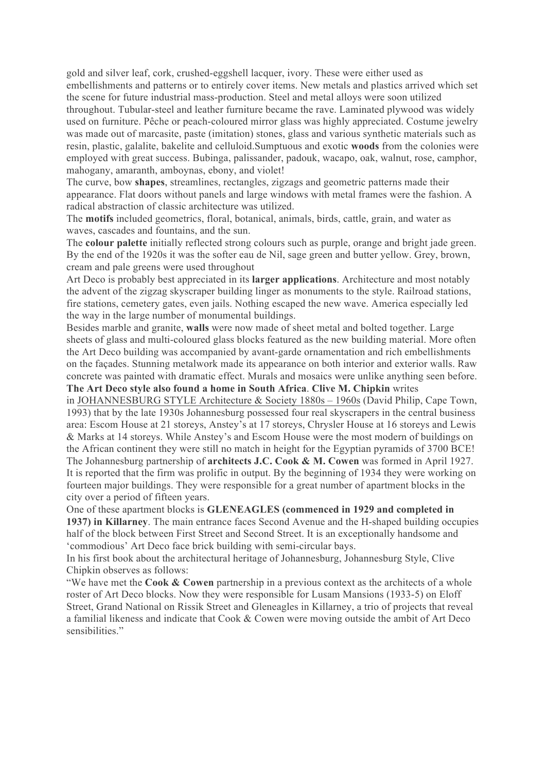gold and silver leaf, cork, crushed-eggshell lacquer, ivory. These were either used as embellishments and patterns or to entirely cover items. New metals and plastics arrived which set the scene for future industrial mass-production. Steel and metal alloys were soon utilized throughout. Tubular-steel and leather furniture became the rave. Laminated plywood was widely used on furniture. Pêche or peach-coloured mirror glass was highly appreciated. Costume jewelry was made out of marcasite, paste (imitation) stones, glass and various synthetic materials such as resin, plastic, galalite, bakelite and celluloid.Sumptuous and exotic **woods** from the colonies were employed with great success. Bubinga, palissander, padouk, wacapo, oak, walnut, rose, camphor, mahogany, amaranth, amboynas, ebony, and violet!

The curve, bow **shapes**, streamlines, rectangles, zigzags and geometric patterns made their appearance. Flat doors without panels and large windows with metal frames were the fashion. A radical abstraction of classic architecture was utilized.

The **motifs** included geometrics, floral, botanical, animals, birds, cattle, grain, and water as waves, cascades and fountains, and the sun.

The **colour palette** initially reflected strong colours such as purple, orange and bright jade green. By the end of the 1920s it was the softer eau de Nil, sage green and butter yellow. Grey, brown, cream and pale greens were used throughout

Art Deco is probably best appreciated in its **larger applications**. Architecture and most notably the advent of the zigzag skyscraper building linger as monuments to the style. Railroad stations, fire stations, cemetery gates, even jails. Nothing escaped the new wave. America especially led the way in the large number of monumental buildings.

Besides marble and granite, **walls** were now made of sheet metal and bolted together. Large sheets of glass and multi-coloured glass blocks featured as the new building material. More often the Art Deco building was accompanied by avant-garde ornamentation and rich embellishments on the façades. Stunning metalwork made its appearance on both interior and exterior walls. Raw concrete was painted with dramatic effect. Murals and mosaics were unlike anything seen before.

**The Art Deco style also found a home in South Africa**. **Clive M. Chipkin** writes in JOHANNESBURG STYLE Architecture & Society 1880s – 1960s (David Philip, Cape Town, 1993) that by the late 1930s Johannesburg possessed four real skyscrapers in the central business area: Escom House at 21 storeys, Anstey's at 17 storeys, Chrysler House at 16 storeys and Lewis & Marks at 14 storeys. While Anstey's and Escom House were the most modern of buildings on the African continent they were still no match in height for the Egyptian pyramids of 3700 BCE!

The Johannesburg partnership of **architects J.C. Cook & M. Cowen** was formed in April 1927. It is reported that the firm was prolific in output. By the beginning of 1934 they were working on fourteen major buildings. They were responsible for a great number of apartment blocks in the city over a period of fifteen years.

One of these apartment blocks is **GLENEAGLES (commenced in 1929 and completed in 1937) in Killarney**. The main entrance faces Second Avenue and the H-shaped building occupies half of the block between First Street and Second Street. It is an exceptionally handsome and 'commodious' Art Deco face brick building with semi-circular bays.

In his first book about the architectural heritage of Johannesburg, Johannesburg Style, Clive Chipkin observes as follows:

"We have met the **Cook & Cowen** partnership in a previous context as the architects of a whole roster of Art Deco blocks. Now they were responsible for Lusam Mansions (1933-5) on Eloff Street, Grand National on Rissik Street and Gleneagles in Killarney, a trio of projects that reveal a familial likeness and indicate that Cook & Cowen were moving outside the ambit of Art Deco sensibilities."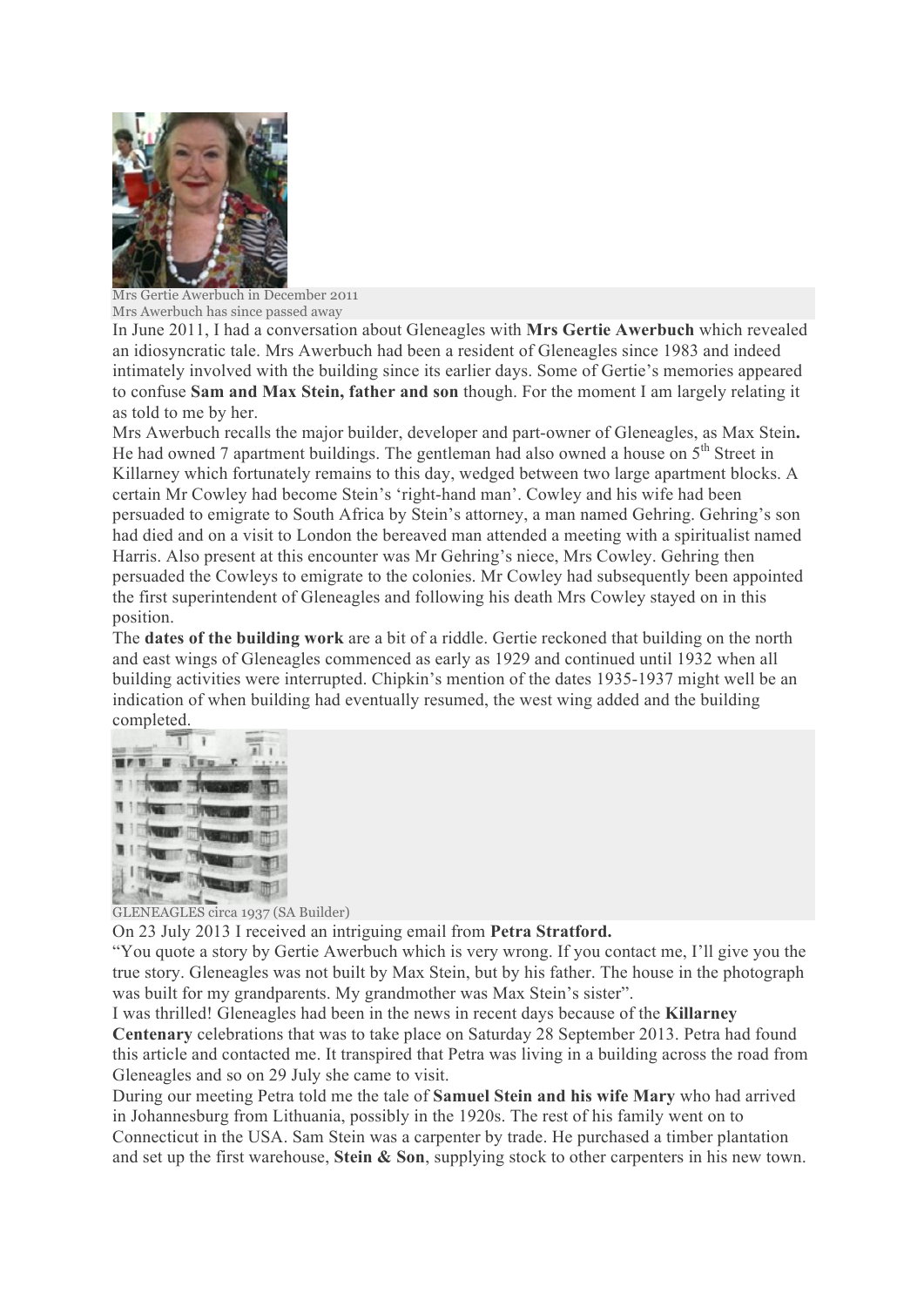Mrs Gertie Awerbuch in December 2011
Mrs Awerbuch has since passed away

In June 2011, I had a conversation about Gleneagles with **Mrs Gertie Awerbuch** which revealed an idiosyncratic tale. Mrs Awerbuch had been a resident of Gleneagles since 1983 and indeed intimately involved with the building since its earlier days. Some of Gertie's memories appeared to confuse **Sam and Max Stein, father and son** though. For the moment I am largely relating it as told to me by her.

Mrs Awerbuch recalls the major builder, developer and part-owner of Gleneagles, as Max Stein**.** He had owned 7 apartment buildings. The gentleman had also owned a house on 5th Street in Killarney which fortunately remains to this day, wedged between two large apartment blocks. A certain Mr Cowley had become Stein's 'right-hand man'. Cowley and his wife had been persuaded to emigrate to South Africa by Stein's attorney, a man named Gehring. Gehring's son had died and on a visit to London the bereaved man attended a meeting with a spiritualist named Harris. Also present at this encounter was Mr Gehring's niece, Mrs Cowley. Gehring then persuaded the Cowleys to emigrate to the colonies. Mr Cowley had subsequently been appointed the first superintendent of Gleneagles and following his death Mrs Cowley stayed on in this position.

The **dates of the building work** are a bit of a riddle. Gertie reckoned that building on the north and east wings of Gleneagles commenced as early as 1929 and continued until 1932 when all building activities were interrupted. Chipkin's mention of the dates 1935-1937 might well be an indication of when building had eventually resumed, the west wing added and the building completed.

GLENEAGLES circa 1937 (SA Builder)

On 23 July 2013 I received an intriguing email from **Petra Stratford.**

"You quote a story by Gertie Awerbuch which is very wrong. If you contact me, I'll give you the true story. Gleneagles was not built by Max Stein, but by his father. The house in the photograph was built for my grandparents. My grandmother was Max Stein's sister".

I was thrilled! Gleneagles had been in the news in recent days because of the **Killarney Centenary** celebrations that was to take place on Saturday 28 September 2013. Petra had found this article and contacted me. It transpired that Petra was living in a building across the road from Gleneagles and so on 29 July she came to visit.

During our meeting Petra told me the tale of **Samuel Stein and his wife Mary** who had arrived in Johannesburg from Lithuania, possibly in the 1920s. The rest of his family went on to Connecticut in the USA. Sam Stein was a carpenter by trade. He purchased a timber plantation and set up the first warehouse, **Stein & Son**, supplying stock to other carpenters in his new town.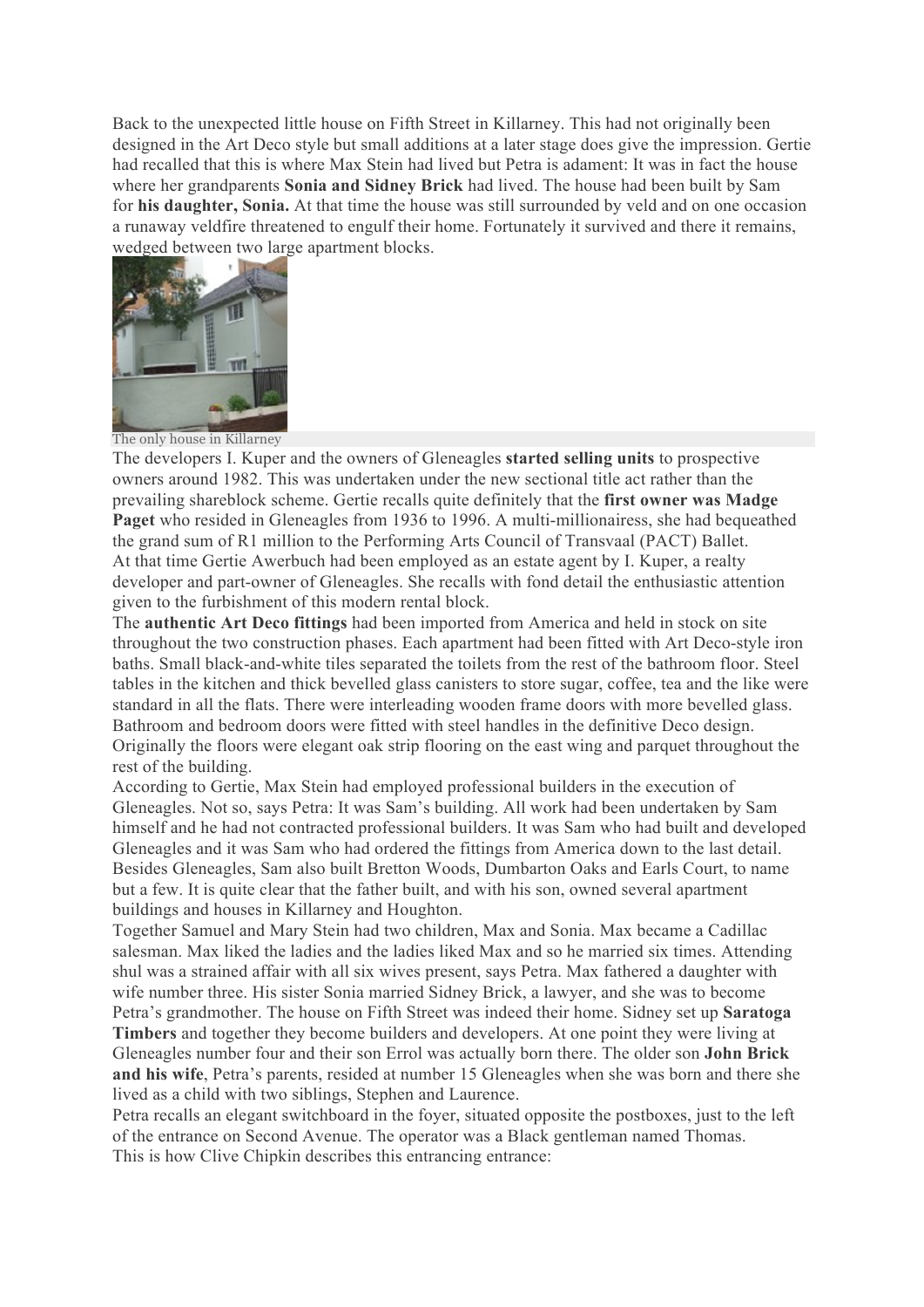Back to the unexpected little house on Fifth Street in Killarney. This had not originally been designed in the Art Deco style but small additions at a later stage does give the impression. Gertie had recalled that this is where Max Stein had lived but Petra is adamant: It was in fact the house where her grandparents **Sonia and Sidney Brick** had lived. The house had been built by Sam for **his daughter, Sonia.** At that time the house was still surrounded by veld and on one occasion a runaway veldfire threatened to engulf their home. Fortunately it survived and there it remains, wedged between two large apartment blocks.

The only house in Killarney

The developers I. Kuper and the owners of Gleneagles **started selling units** to prospective owners around 1982. This was undertaken under the new sectional title act rather than the prevailing shareblock scheme. Gertie recalls quite definitely that the **first owner was Madge Paget** who resided in Gleneagles from 1936 to 1996. A multi-millionairess, she had bequeathed the grand sum of R1 million to the Performing Arts Council of Transvaal (PACT) Ballet.

At that time Gertie Awerbuch had been employed as an estate agent by I. Kuper, a realty developer and part-owner of Gleneagles. She recalls with fond detail the enthusiastic attention given to the furbishment of this modern rental block.

The **authentic Art Deco fittings** had been imported from America and held in stock on site throughout the two construction phases. Each apartment had been fitted with Art Deco-style iron baths. Small black-and-white tiles separated the toilets from the rest of the bathroom floor. Steel tables in the kitchen and thick bevelled glass canisters to store sugar, coffee, tea and the like were standard in all the flats. There were interleading wooden frame doors with more bevelled glass. Bathroom and bedroom doors were fitted with steel handles in the definitive Deco design. Originally the floors were elegant oak strip flooring on the east wing and parquet throughout the rest of the building.

According to Gertie, Max Stein had employed professional builders in the execution of Gleneagles. Not so, says Petra: It was Sam's building. All work had been undertaken by Sam himself and he had not contracted professional builders. It was Sam who had built and developed Gleneagles and it was Sam who had ordered the fittings from America down to the last detail. Besides Gleneagles, Sam also built Bretton Woods, Dumbarton Oaks and Earls Court, to name but a few. It is quite clear that the father built, and with his son, owned several apartment buildings and houses in Killarney and Houghton.

Together Samuel and Mary Stein had two children, Max and Sonia. Max became a Cadillac salesman. Max liked the ladies and the ladies liked Max and so he married six times. Attending shul was a strained affair with all six wives present, says Petra. Max fathered a daughter with wife number three. His sister Sonia married Sidney Brick, a lawyer, and she was to become Petra's grandmother. The house on Fifth Street was indeed their home. Sidney set up **Saratoga Timbers** and together they become builders and developers. At one point they were living at Gleneagles number four and their son Errol was actually born there. The older son **John Brick and his wife**, Petra's parents, resided at number 15 Gleneagles when she was born and there she lived as a child with two siblings, Stephen and Laurence.

Petra recalls an elegant switchboard in the foyer, situated opposite the postboxes, just to the left of the entrance on Second Avenue. The operator was a Black gentleman named Thomas.

This is how Clive Chipkin describes this entrancing entrance: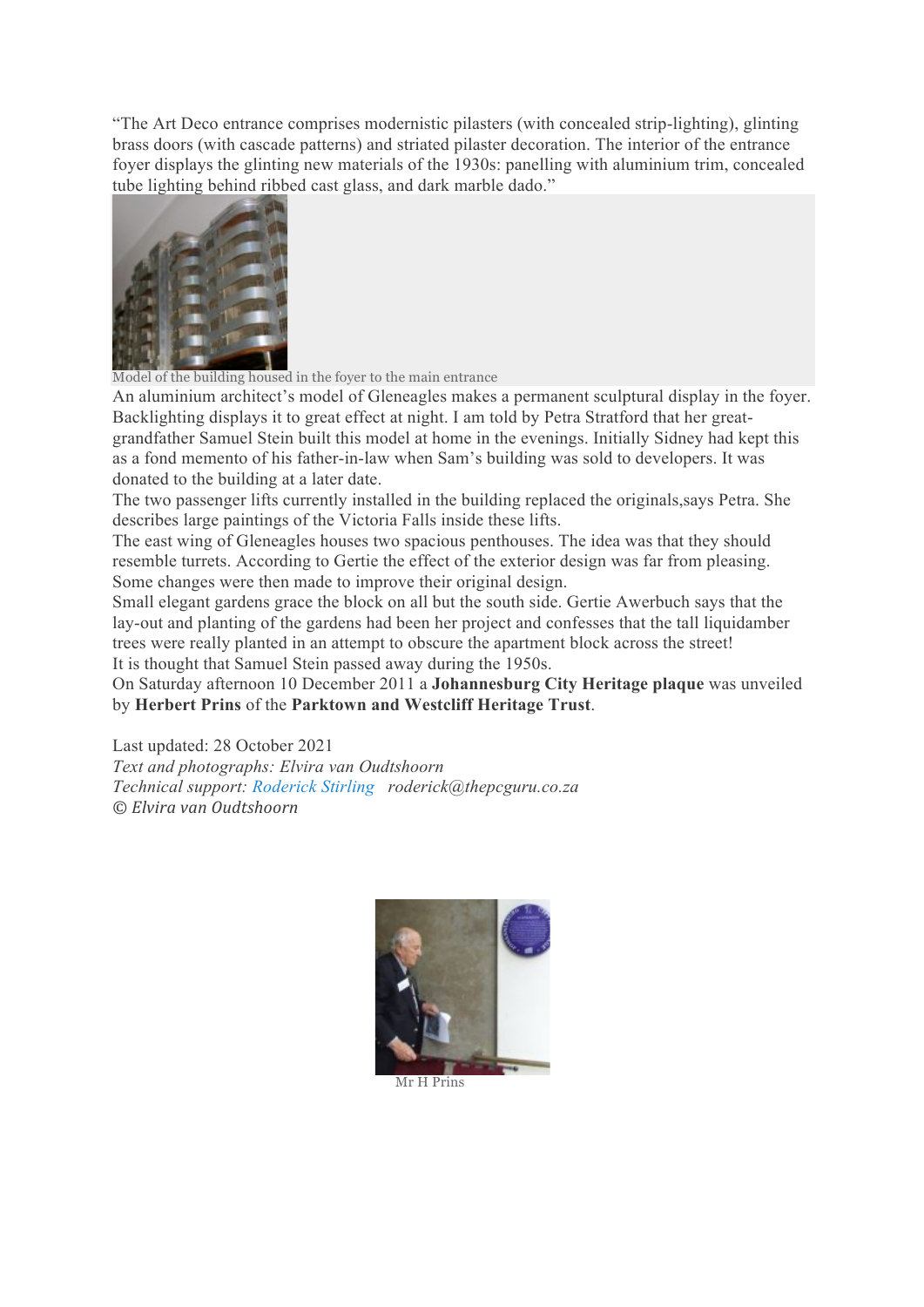"The Art Deco entrance comprises modernistic pilasters (with concealed strip-lighting), glinting brass doors (with cascade patterns) and striated pilaster decoration. The interior of the entrance foyer displays the glinting new materials of the 1930s: panelling with aluminium trim, concealed tube lighting behind ribbed cast glass, and dark marble dado."

Model of the building housed in the foyer to the main entrance

An aluminium architect's model of Gleneagles makes a permanent sculptural display in the foyer. Backlighting displays it to great effect at night. I am told by Petra Stratford that her great-grandfather Samuel Stein built this model at home in the evenings. Initially Sidney had kept this as a fond memento of his father-in-law when Sam's building was sold to developers. It was donated to the building at a later date.

The two passenger lifts currently installed in the building replaced the originals,says Petra. She describes large paintings of the Victoria Falls inside these lifts.

The east wing of Gleneagles houses two spacious penthouses. The idea was that they should resemble turrets. According to Gertie the effect of the exterior design was far from pleasing. Some changes were then made to improve their original design.

Small elegant gardens grace the block on all but the south side. Gertie Awerbuch says that the lay-out and planting of the gardens had been her project and confesses that the tall liquidamber trees were really planted in an attempt to obscure the apartment block across the street!

It is thought that Samuel Stein passed away during the 1950s.

On Saturday afternoon 10 December 2011 a **Johannesburg City Heritage plaque** was unveiled by **Herbert Prins** of the **Parktown and Westcliff Heritage Trust**.

Last updated: 28 October 2021
*Text and photographs: Elvira van Oudtshoorn*
*Technical support: Roderick Stirling* *roderick@thepcguru.co.za*
*© Elvira van Oudtshoorn*

Mr H Prins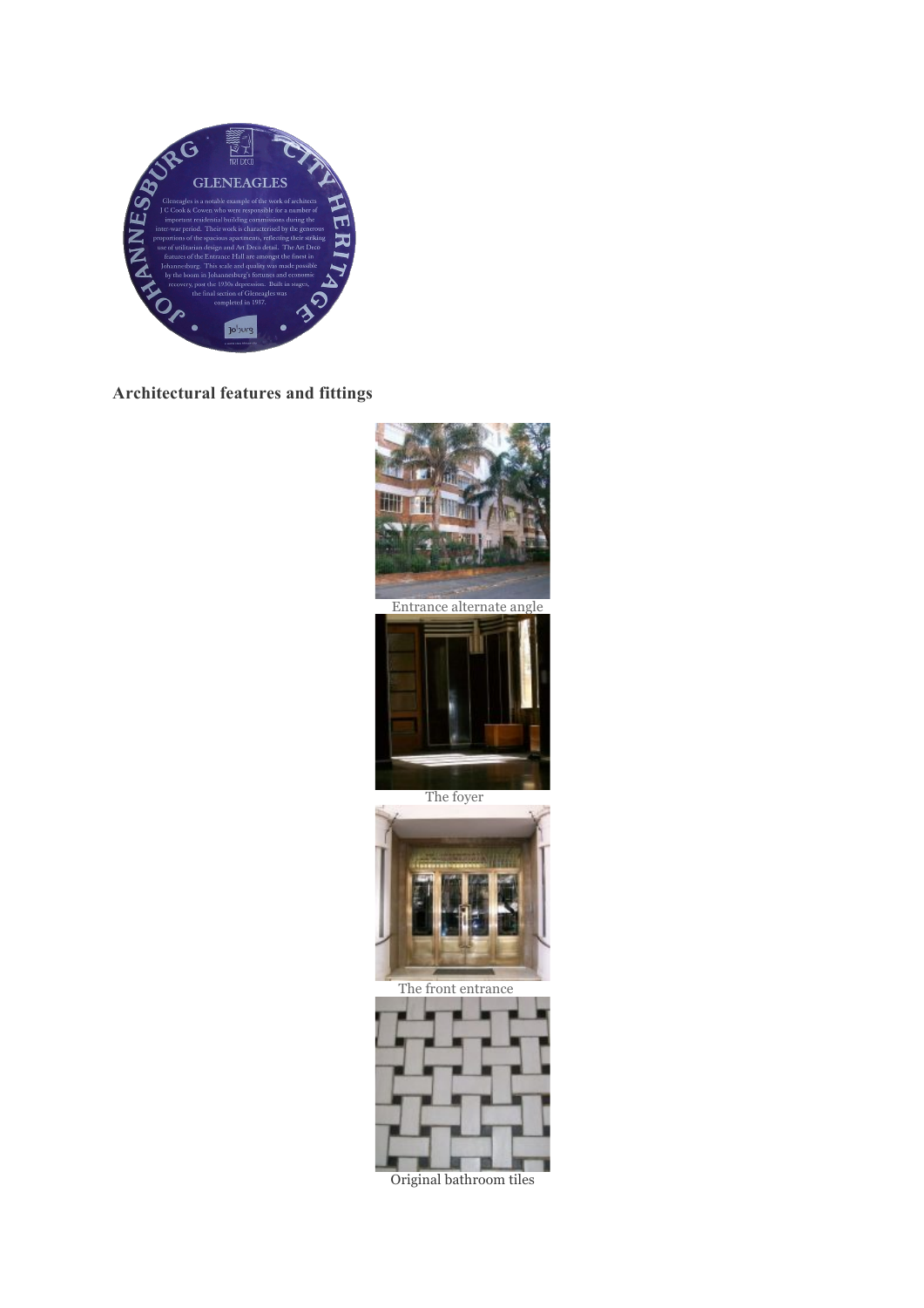## Architectural features and fittings

Entrance alternate angle

The foyer

The front entrance

Original bathroom tiles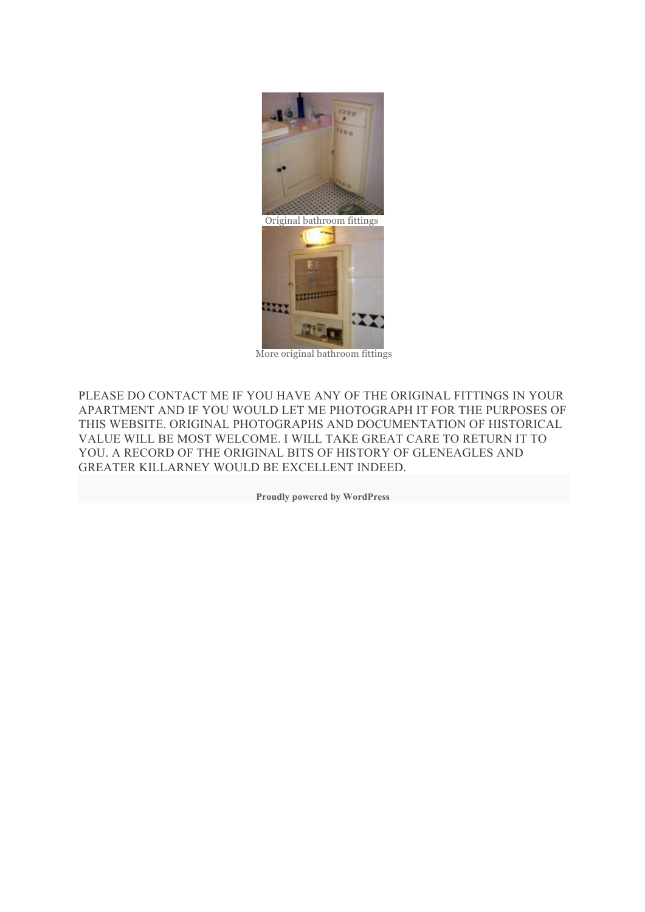Original bathroom fittings

More original bathroom fittings

PLEASE DO CONTACT ME IF YOU HAVE ANY OF THE ORIGINAL FITTINGS IN YOUR APARTMENT AND IF YOU WOULD LET ME PHOTOGRAPH IT FOR THE PURPOSES OF THIS WEBSITE. ORIGINAL PHOTOGRAPHS AND DOCUMENTATION OF HISTORICAL VALUE WILL BE MOST WELCOME. I WILL TAKE GREAT CARE TO RETURN IT TO YOU. A RECORD OF THE ORIGINAL BITS OF HISTORY OF GLENEAGLES AND GREATER KILLARNEY WOULD BE EXCELLENT INDEED.

**Proudly powered by WordPress**